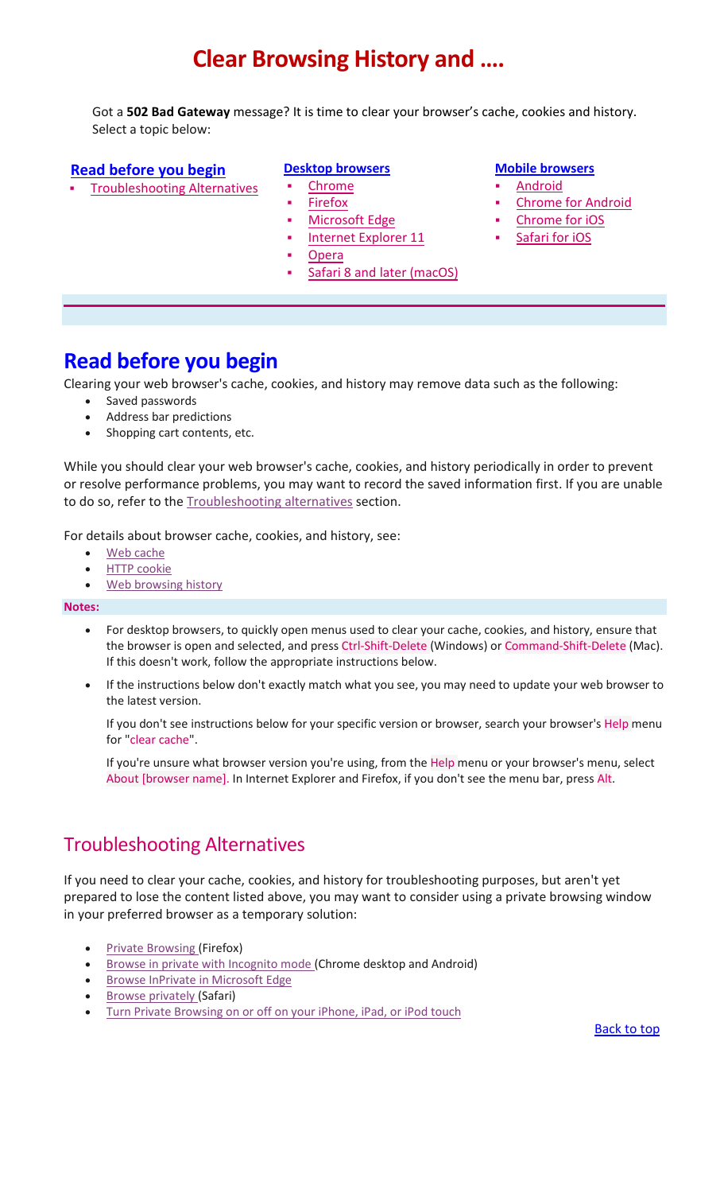# Clear Browsing History and ….

Got a **502 Bad Gateway** message? It is time to clear your browser's cache, cookies and history. Select a topic below:

**Read before you begin**

- Troubleshooting Alternatives

**Desktop browsers**

- Chrome
- Firefox
- Microsoft Edge
- Internet Explorer 11
- Opera
- Safari 8 and later (macOS)

**Mobile browsers**

- Android
- Chrome for Android
- Chrome for iOS
- Safari for iOS

## Read before you begin

Clearing your web browser's cache, cookies, and history may remove data such as the following:

- Saved passwords
- Address bar predictions
- Shopping cart contents, etc.

While you should clear your web browser's cache, cookies, and history periodically in order to prevent or resolve performance problems, you may want to record the saved information first. If you are unable to do so, refer to the Troubleshooting alternatives section.

For details about browser cache, cookies, and history, see:

- Web cache
- HTTP cookie
- Web browsing history

**Notes:**

- For desktop browsers, to quickly open menus used to clear your cache, cookies, and history, ensure that the browser is open and selected, and press Ctrl-Shift-Delete (Windows) or Command-Shift-Delete (Mac). If this doesn't work, follow the appropriate instructions below.
- If the instructions below don't exactly match what you see, you may need to update your web browser to the latest version.

  If you don't see instructions below for your specific version or browser, search your browser's Help menu for "clear cache".

  If you're unsure what browser version you're using, from the Help menu or your browser's menu, select About [browser name]. In Internet Explorer and Firefox, if you don't see the menu bar, press Alt.

## Troubleshooting Alternatives

If you need to clear your cache, cookies, and history for troubleshooting purposes, but aren't yet prepared to lose the content listed above, you may want to consider using a private browsing window in your preferred browser as a temporary solution:

- Private Browsing (Firefox)
- Browse in private with Incognito mode (Chrome desktop and Android)
- Browse InPrivate in Microsoft Edge
- Browse privately (Safari)
- Turn Private Browsing on or off on your iPhone, iPad, or iPod touch

Back to top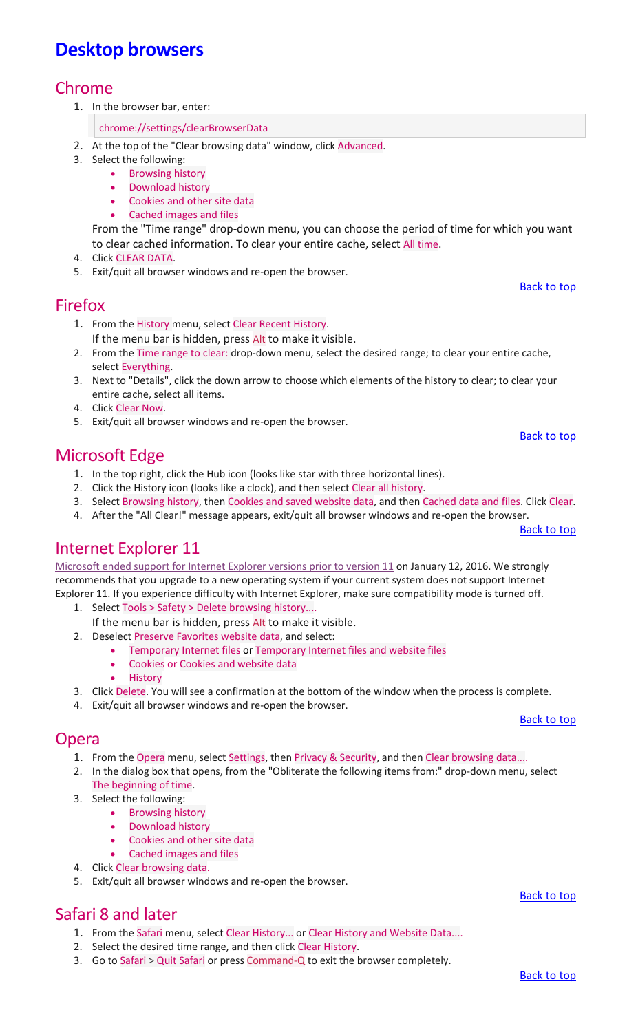# Desktop browsers

## Chrome

1. In the browser bar, enter:

   ```
   chrome://settings/clearBrowserData
   ```

2. At the top of the "Clear browsing data" window, click Advanced.
3. Select the following:
   - Browsing history
   - Download history
   - Cookies and other site data
   - Cached images and files

   From the "Time range" drop-down menu, you can choose the period of time for which you want to clear cached information. To clear your entire cache, select All time.
4. Click CLEAR DATA.
5. Exit/quit all browser windows and re-open the browser.

Back to top

## Firefox

1. From the History menu, select Clear Recent History.
   If the menu bar is hidden, press Alt to make it visible.
2. From the Time range to clear: drop-down menu, select the desired range; to clear your entire cache, select Everything.
3. Next to "Details", click the down arrow to choose which elements of the history to clear; to clear your entire cache, select all items.
4. Click Clear Now.
5. Exit/quit all browser windows and re-open the browser.

Back to top

## Microsoft Edge

1. In the top right, click the Hub icon (looks like star with three horizontal lines).
2. Click the History icon (looks like a clock), and then select Clear all history.
3. Select Browsing history, then Cookies and saved website data, and then Cached data and files. Click Clear.
4. After the "All Clear!" message appears, exit/quit all browser windows and re-open the browser.

Back to top

## Internet Explorer 11

Microsoft ended support for Internet Explorer versions prior to version 11 on January 12, 2016. We strongly recommends that you upgrade to a new operating system if your current system does not support Internet Explorer 11. If you experience difficulty with Internet Explorer, make sure compatibility mode is turned off.

1. Select Tools > Safety > Delete browsing history....
   If the menu bar is hidden, press Alt to make it visible.
2. Deselect Preserve Favorites website data, and select:
   - Temporary Internet files or Temporary Internet files and website files
   - Cookies or Cookies and website data
   - History
3. Click Delete. You will see a confirmation at the bottom of the window when the process is complete.
4. Exit/quit all browser windows and re-open the browser.

Back to top

## Opera

1. From the Opera menu, select Settings, then Privacy & Security, and then Clear browsing data....
2. In the dialog box that opens, from the "Obliterate the following items from:" drop-down menu, select The beginning of time.
3. Select the following:
   - Browsing history
   - Download history
   - Cookies and other site data
   - Cached images and files
4. Click Clear browsing data.
5. Exit/quit all browser windows and re-open the browser.

Back to top

## Safari 8 and later

1. From the Safari menu, select Clear History... or Clear History and Website Data....
2. Select the desired time range, and then click Clear History.
3. Go to Safari > Quit Safari or press Command-Q to exit the browser completely.

Back to top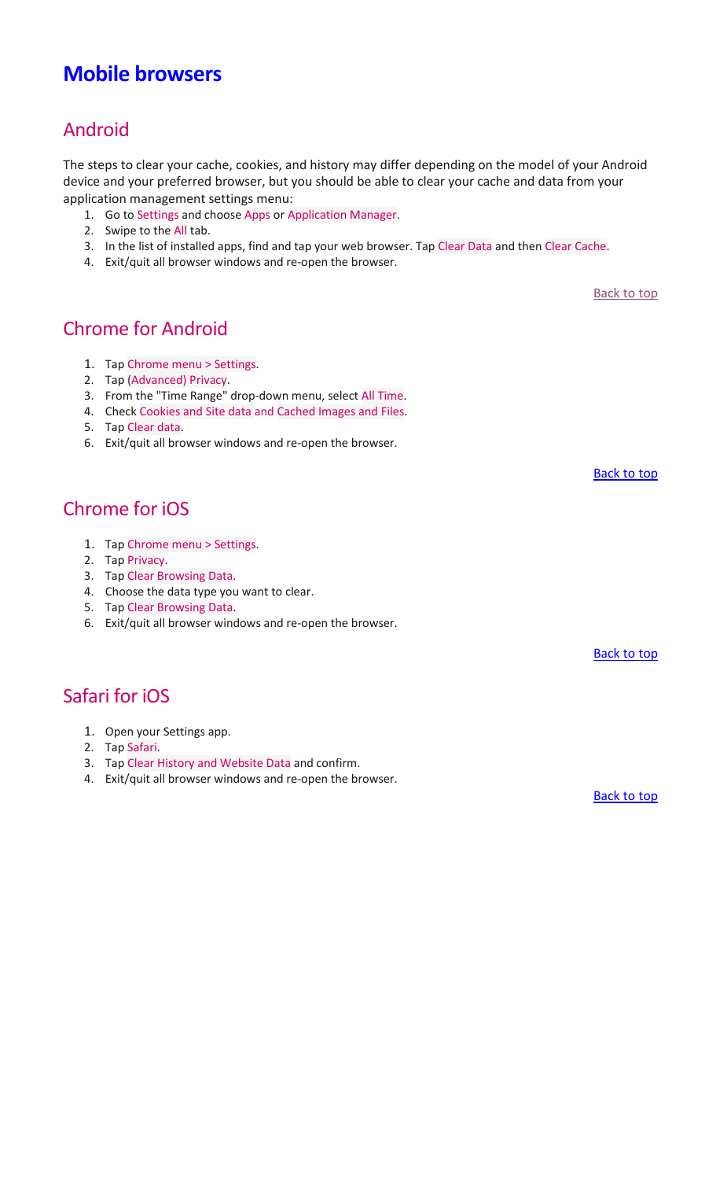# Mobile browsers

## Android

The steps to clear your cache, cookies, and history may differ depending on the model of your Android device and your preferred browser, but you should be able to clear your cache and data from your application management settings menu:

1. Go to Settings and choose Apps or Application Manager.
2. Swipe to the All tab.
3. In the list of installed apps, find and tap your web browser. Tap Clear Data and then Clear Cache.
4. Exit/quit all browser windows and re-open the browser.

Back to top

## Chrome for Android

1. Tap Chrome menu > Settings.
2. Tap (Advanced) Privacy.
3. From the "Time Range" drop-down menu, select All Time.
4. Check Cookies and Site data and Cached Images and Files.
5. Tap Clear data.
6. Exit/quit all browser windows and re-open the browser.

Back to top

## Chrome for iOS

1. Tap Chrome menu > Settings.
2. Tap Privacy.
3. Tap Clear Browsing Data.
4. Choose the data type you want to clear.
5. Tap Clear Browsing Data.
6. Exit/quit all browser windows and re-open the browser.

Back to top

## Safari for iOS

1. Open your Settings app.
2. Tap Safari.
3. Tap Clear History and Website Data and confirm.
4. Exit/quit all browser windows and re-open the browser.

Back to top